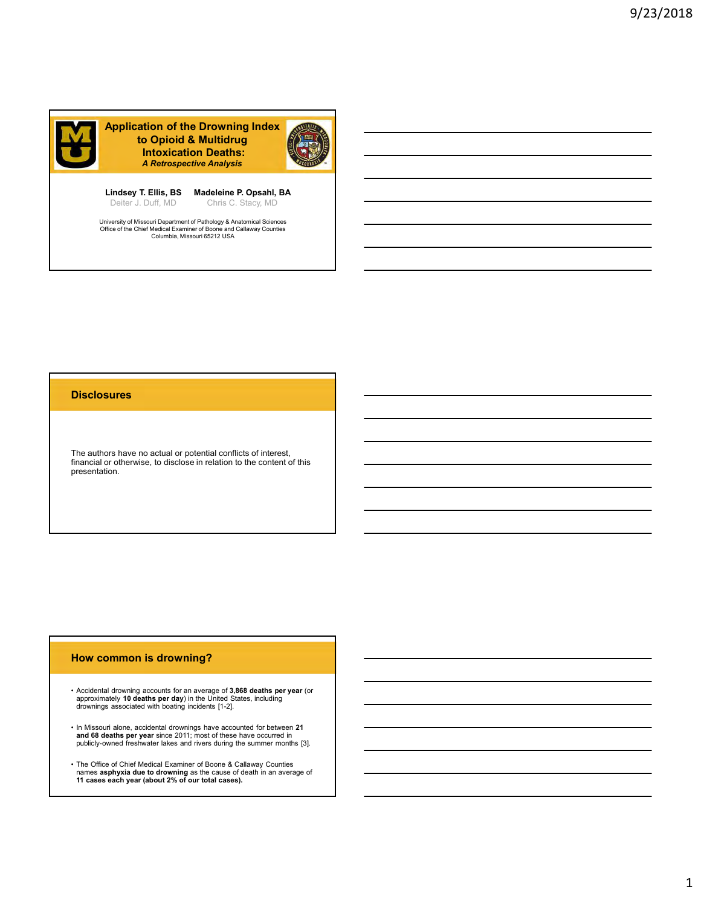# Application of the Drowning Index to Opioid & Multidrug Intoxication Deaths:

*A Retrospective Analysis*

**Lindsey T. Ellis, BS** **Madeleine P. Opsahl, BA**

Deiter J. Duff, MD Chris C. Stacy, MD

University of Missouri Department of Pathology & Anatomical Sciences
Office of the Chief Medical Examiner of Boone and Callaway Counties
Columbia, Missouri 65212 USA

## Disclosures

The authors have no actual or potential conflicts of interest, financial or otherwise, to disclose in relation to the content of this presentation.

## How common is drowning?

- Accidental drowning accounts for an average of **3,868 deaths per year** (or approximately **10 deaths per day**) in the United States, including drownings associated with boating incidents [1-2].
- In Missouri alone, accidental drownings have accounted for between **21 and 68 deaths per year** since 2011; most of these have occurred in publicly-owned freshwater lakes and rivers during the summer months [3].
- The Office of Chief Medical Examiner of Boone & Callaway Counties names **asphyxia due to drowning** as the cause of death in an average of **11 cases each year (about 2% of our total cases).**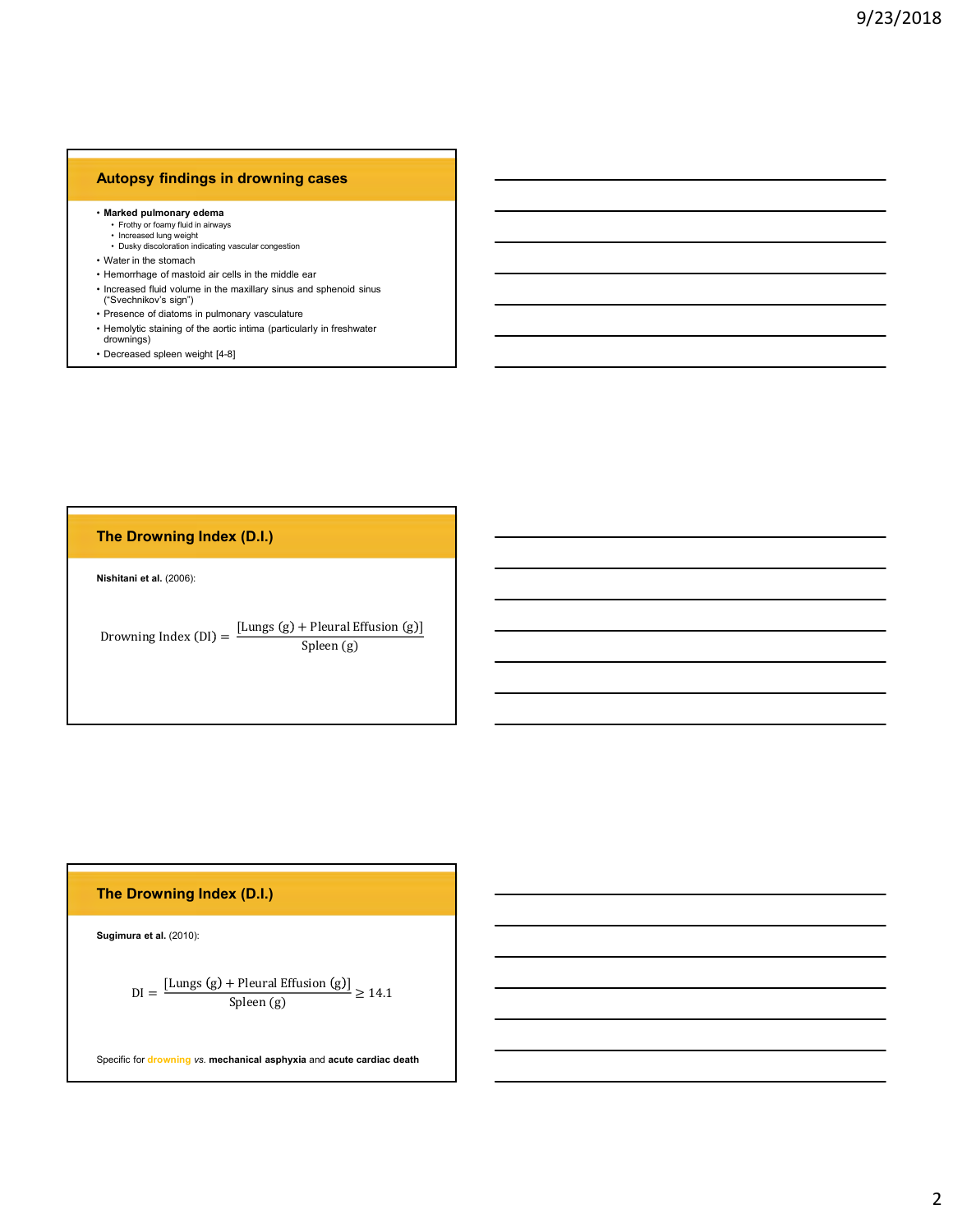## Autopsy findings in drowning cases

- **Marked pulmonary edema**
  - Frothy or foamy fluid in airways
  - Increased lung weight
  - Dusky discoloration indicating vascular congestion
- Water in the stomach
- Hemorrhage of mastoid air cells in the middle ear
- Increased fluid volume in the maxillary sinus and sphenoid sinus ("Svechnikov's sign")
- Presence of diatoms in pulmonary vasculature
- Hemolytic staining of the aortic intima (particularly in freshwater drownings)
- Decreased spleen weight [4-8]

## The Drowning Index (D.I.)

**Nishitani et al.** (2006):

$$\text{Drowning Index (DI)} = \frac{[\text{Lungs (g)} + \text{Pleural Effusion (g)}]}{\text{Spleen (g)}}$$

## The Drowning Index (D.I.)

**Sugimura et al.** (2010):

$$\text{DI} = \frac{[\text{Lungs (g)} + \text{Pleural Effusion (g)}]}{\text{Spleen (g)}} \geq 14.1$$

Specific for drowning *vs.* **mechanical asphyxia** and **acute cardiac death**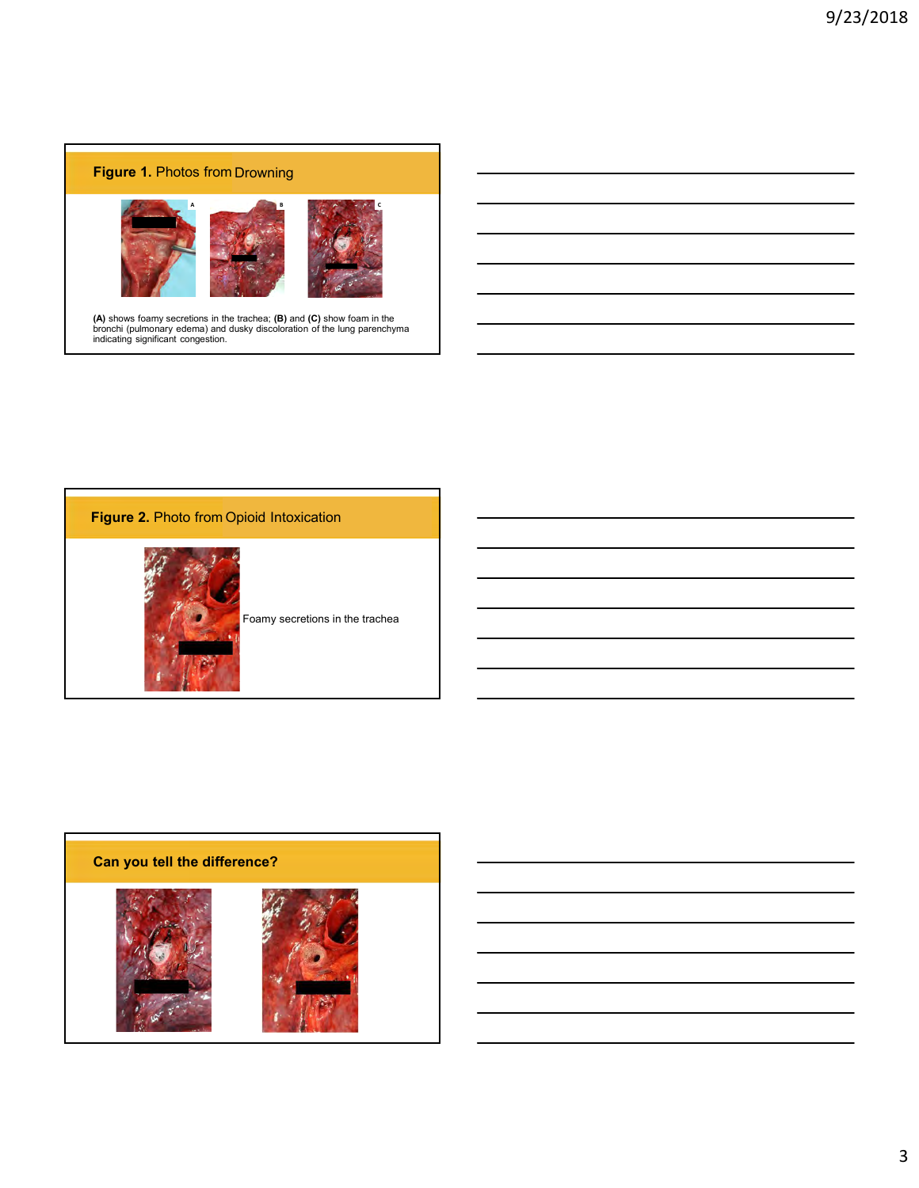## Figure 1. Photos from Drowning

A B C

**(A)** shows foamy secretions in the trachea; **(B)** and **(C)** show foam in the bronchi (pulmonary edema) and dusky discoloration of the lung parenchyma indicating significant congestion.

## Figure 2. Photo from Opioid Intoxication

Foamy secretions in the trachea

## Can you tell the difference?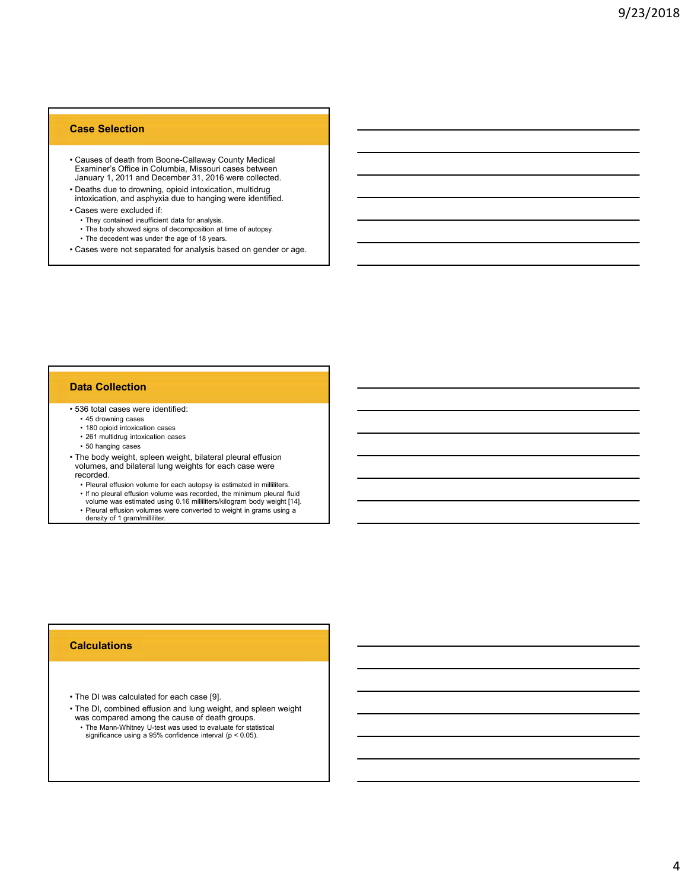## Case Selection

- Causes of death from Boone-Callaway County Medical Examiner's Office in Columbia, Missouri cases between January 1, 2011 and December 31, 2016 were collected.
- Deaths due to drowning, opioid intoxication, multidrug intoxication, and asphyxia due to hanging were identified.
- Cases were excluded if:
  - They contained insufficient data for analysis.
  - The body showed signs of decomposition at time of autopsy.
  - The decedent was under the age of 18 years.
- Cases were not separated for analysis based on gender or age.

## Data Collection

- 536 total cases were identified:
  - 45 drowning cases
  - 180 opioid intoxication cases
  - 261 multidrug intoxication cases
  - 50 hanging cases
- The body weight, spleen weight, bilateral pleural effusion volumes, and bilateral lung weights for each case were recorded.
  - Pleural effusion volume for each autopsy is estimated in milliliters.
  - If no pleural effusion volume was recorded, the minimum pleural fluid volume was estimated using 0.16 milliliters/kilogram body weight [14].
  - Pleural effusion volumes were converted to weight in grams using a density of 1 gram/milliliter.

## Calculations

- The DI was calculated for each case [9].
- The DI, combined effusion and lung weight, and spleen weight was compared among the cause of death groups.
  - The Mann-Whitney U-test was used to evaluate for statistical significance using a 95% confidence interval ($p < 0.05$).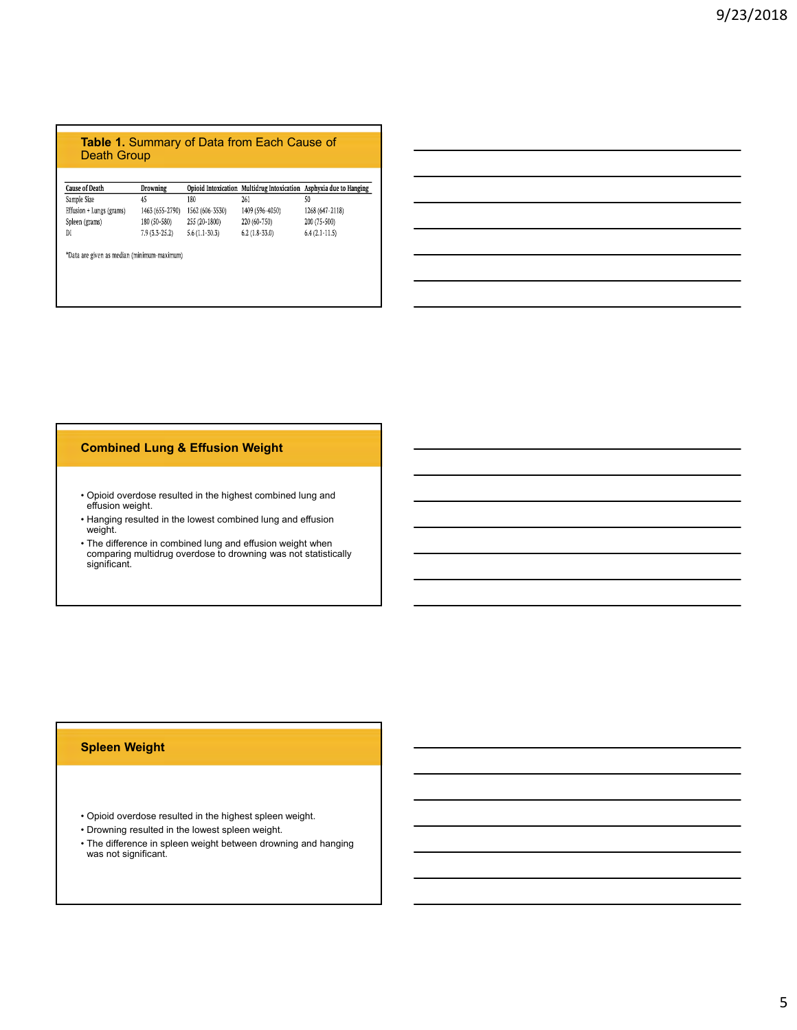## Table 1. Summary of Data from Each Cause of Death Group

| Cause of Death | Drowning | Opioid Intoxication | Multidrug Intoxication | Asphyxia due to Hanging |
|---|---|---|---|---|
| Sample Size | 45 | 180 | 261 | 50 |
| Effusion + Lungs (grams) | 1463 (655-2790) | 1562 (606-3530) | 1409 (596-4050) | 1268 (647-2118) |
| Spleen (grams) | 180 (50-580) | 255 (20-1800) | 220 (60-750) | 200 (75-500) |
| DI | 7.9 (3.3-25.2) | 5.6 (1.1-30.3) | 6.2 (1.8-33.0) | 6.4 (2.1-11.5) |

*Data are given as median (minimum-maximum)

## Combined Lung & Effusion Weight

- Opioid overdose resulted in the highest combined lung and effusion weight.
- Hanging resulted in the lowest combined lung and effusion weight.
- The difference in combined lung and effusion weight when comparing multidrug overdose to drowning was not statistically significant.

## Spleen Weight

- Opioid overdose resulted in the highest spleen weight.
- Drowning resulted in the lowest spleen weight.
- The difference in spleen weight between drowning and hanging was not significant.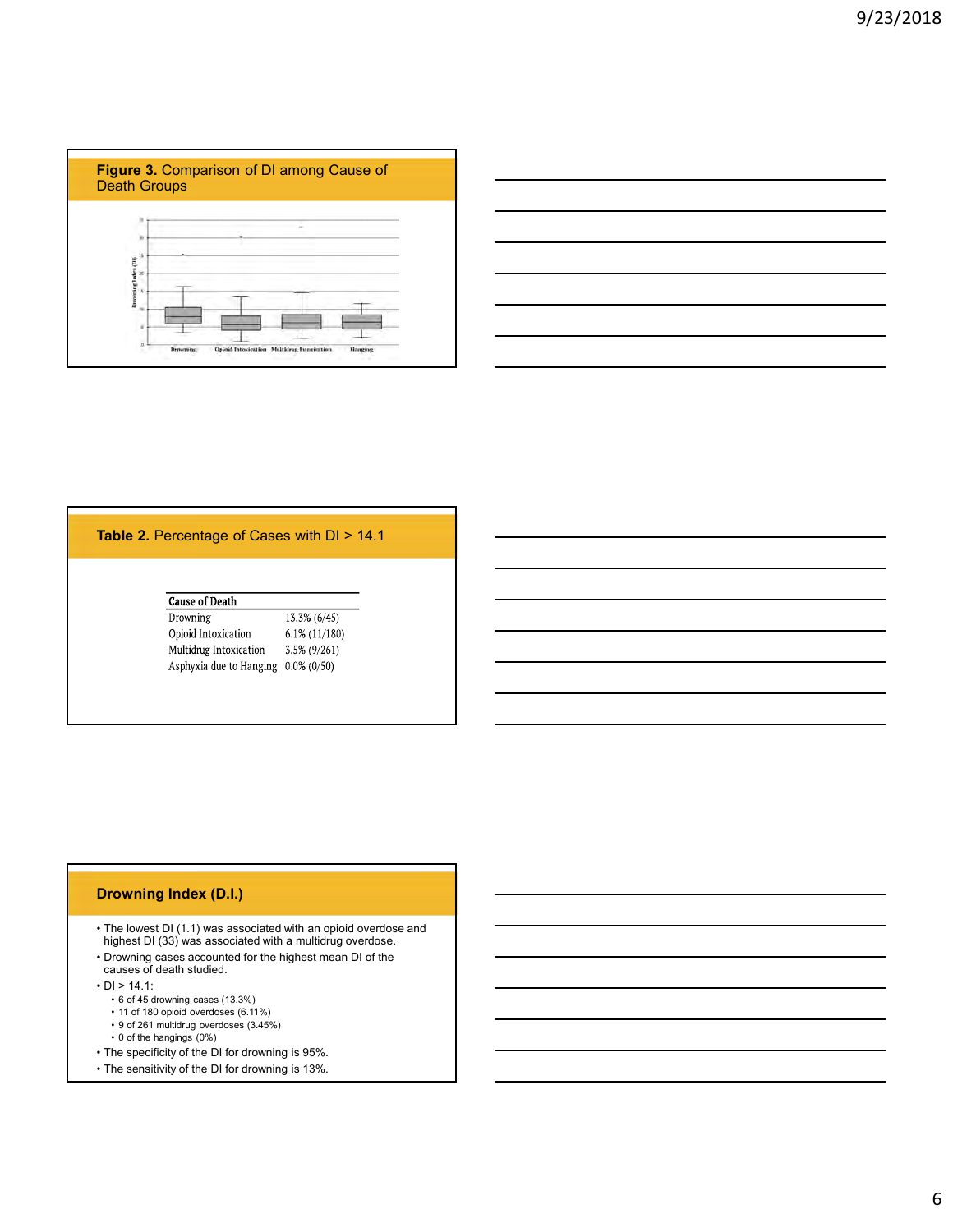## **Figure 3.** Comparison of DI among Cause of Death Groups

## **Table 2.** Percentage of Cases with DI > 14.1

| Cause of Death | |
|---|---|
| Drowning | 13.3% (6/45) |
| Opioid Intoxication | 6.1% (11/180) |
| Multidrug Intoxication | 3.5% (9/261) |
| Asphyxia due to Hanging | 0.0% (0/50) |

## Drowning Index (D.I.)

- The lowest DI (1.1) was associated with an opioid overdose and highest DI (33) was associated with a multidrug overdose.
- Drowning cases accounted for the highest mean DI of the causes of death studied.
- DI > 14.1:
  - 6 of 45 drowning cases (13.3%)
  - 11 of 180 opioid overdoses (6.11%)
  - 9 of 261 multidrug overdoses (3.45%)
  - 0 of the hangings (0%)
- The specificity of the DI for drowning is 95%.
- The sensitivity of the DI for drowning is 13%.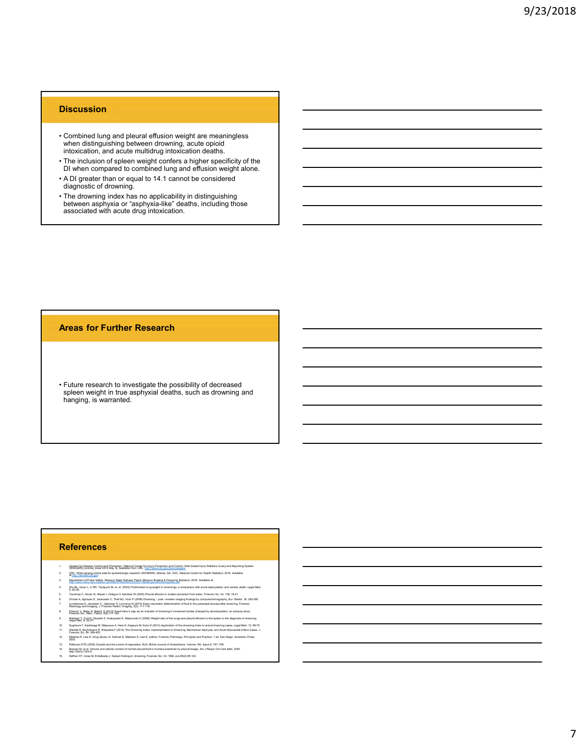## Discussion

- Combined lung and pleural effusion weight are meaningless when distinguishing between drowning, acute opioid intoxication, and acute multidrug intoxication deaths.
- The inclusion of spleen weight confers a higher specificity of the DI when compared to combined lung and effusion weight alone.
- A DI greater than or equal to 14.1 cannot be considered diagnostic of drowning.
- The drowning index has no applicability in distinguishing between asphyxia or "asphyxia-like" deaths, including those associated with acute drug intoxication.

## Areas for Further Research

- Future research to investigate the possibility of decreased spleen weight in true asphyxial deaths, such as drowning and hanging, is warranted.

## References

1. Centers for Disease Control and Prevention, National Center for Injury Prevention and Control. Web-based Injury Statistics Query and Reporting System (WISQARS) [online]. [cited 2012 May 3]. Available from: URL: http://www.cdc.gov/injury/wisqars.
2. CDC. Wide-ranging online data for epidemiologic research (WONDER). Atlanta, GA: CDC, National Center for Health Statistics; 2016. Available at http://wonder.cdc.gov.
3. Department of Public Safety, Missouri State Highway Patrol. Missouri Boating & Drowning Statistics; 2016. Available at: http://www.mshp.dps.missouri.gov/MSHPWeb/SAC/pdf/2017BoatingAndDrowningData.pdf
4. Zhu BL, Quan L, Li DR, Taniguchi M, et. al. (2003) Postmortem lung weight in drownings: a comparison with acute asphyxiation and cardiac death. Legal Med. 5: 20-26.
5. Yorulmaz C, Arican N, Afacan I, Dokgoz H, Asirdizer M (2003) Pleural effusion in bodies recovered from water. Forensic Sci. Int. 136: 16-21.
6. Christe A, Aghayev E, Jackowski C, Thali MJ, Vock P (2008) Drowning – post –mortem imaging findings by computed tomography. Eur. Radiol. 18: 283-290
7. Lundemose S, Jacobsen C, Jakobsen S, Lynnerup N (2015) Exact volumetric determination of fluid in the paranasal sinuses after drowning. Forensic Radiology and Imaging. J. Forensic Radiol. Imaging. 3(2): 111-116.
8. Zivkovic V, Babic D, Nikolic S (2013) Svechnikov's sign as an indicator of drowning in immersed bodies changed by decomposition: an autopsy study. Forensic Sci., Med., Pathol. 9(2):177-183.
9. Nishitani Y, Fujii K, Okazaki S, Imabayashi K, Matsumoto H (2006) Weight ratio of the lungs and pleural effusion to the spleen in the diagnosis of drowning. Legal Med. 8: 22-27.
10. Sugimura T, Kashiwagi M, Matsusue A, Hara K, Kageura M, Kubo S (2010) Application of the drowning index to actual drowning cases. Legal Med. 12: 68-72.
11. Wardak K, Buchsbaum R, Walyzada F (2014) The Drowning Index: Implementation in Drowning, Mechanical Asphyxia, and Acute Myocardial Infarct Cases. J Forensic Sci. 59: 399-403.
12. Matshes E, Lew E. Drug abuse. In: Dolinak D, Matshes E, Lew E, editors. Forensic Pathology: Principles and Practice. 1 ed. San Diego: Academic Press; 2005.
13. Pattinson KTS (2008) Opioids and the control of respiration. *BJA: British Journal of Anaesthesia*, Volume 100, Issue 6: 747–758.
14. Noppen M, et al. Volume and cellular content of normal pleural fluid in humans examined by pleural lavage. Am J Respir Crit Care Med. 2000 Sep;162(3):1023-6.
15. Haffner HT, Graw M, Erdelkamp J. Spleen findings in drowning. Forensic Sci. Int. 1994 Jun;66(2):95-104.